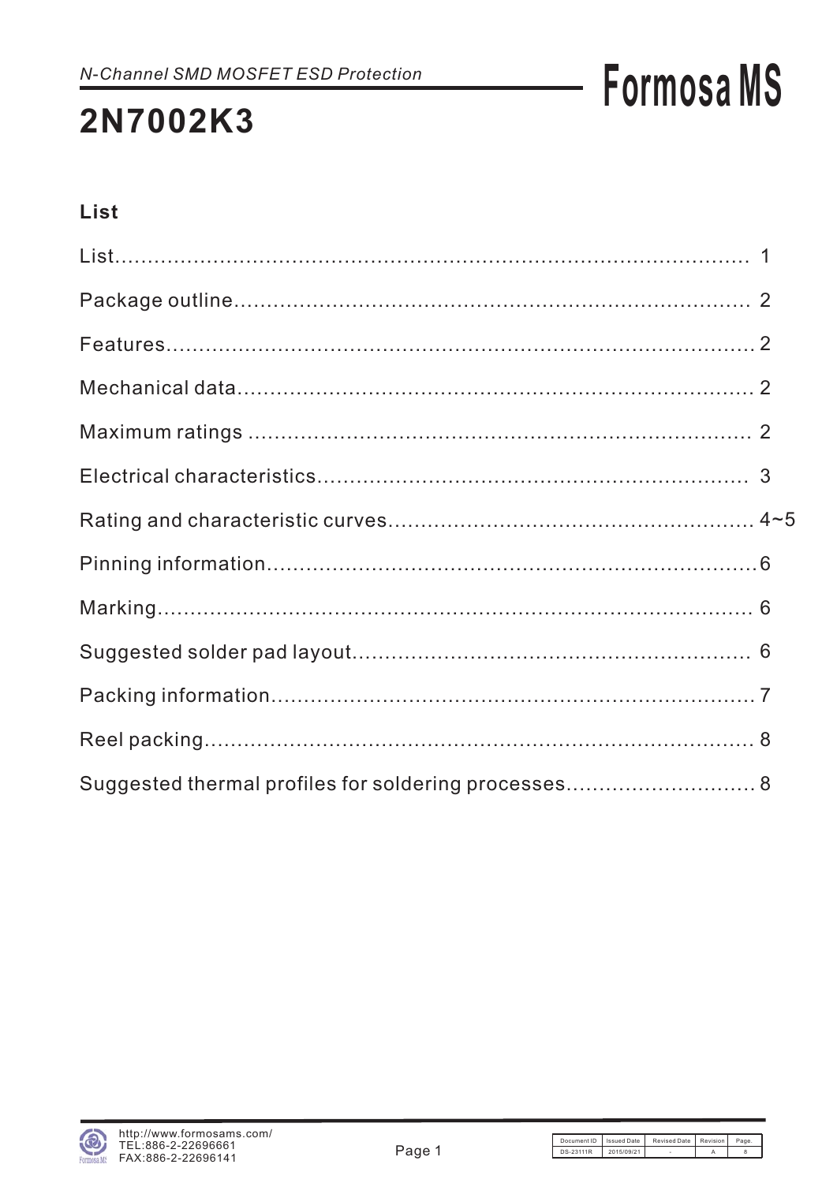*N-Channel SMD MOSFET ESD Protection*

# 2N7002K3

## List

| | |
|---|---|
| List | 1 |
| Package outline | 2 |
| Features | 2 |
| Mechanical data | 2 |
| Maximum ratings | 2 |
| Electrical characteristics | 3 |
| Rating and characteristic curves | 4~5 |
| Pinning information | 6 |
| Marking | 6 |
| Suggested solder pad layout | 6 |
| Packing information | 7 |
| Reel packing | 8 |
| Suggested thermal profiles for soldering processes | 8 |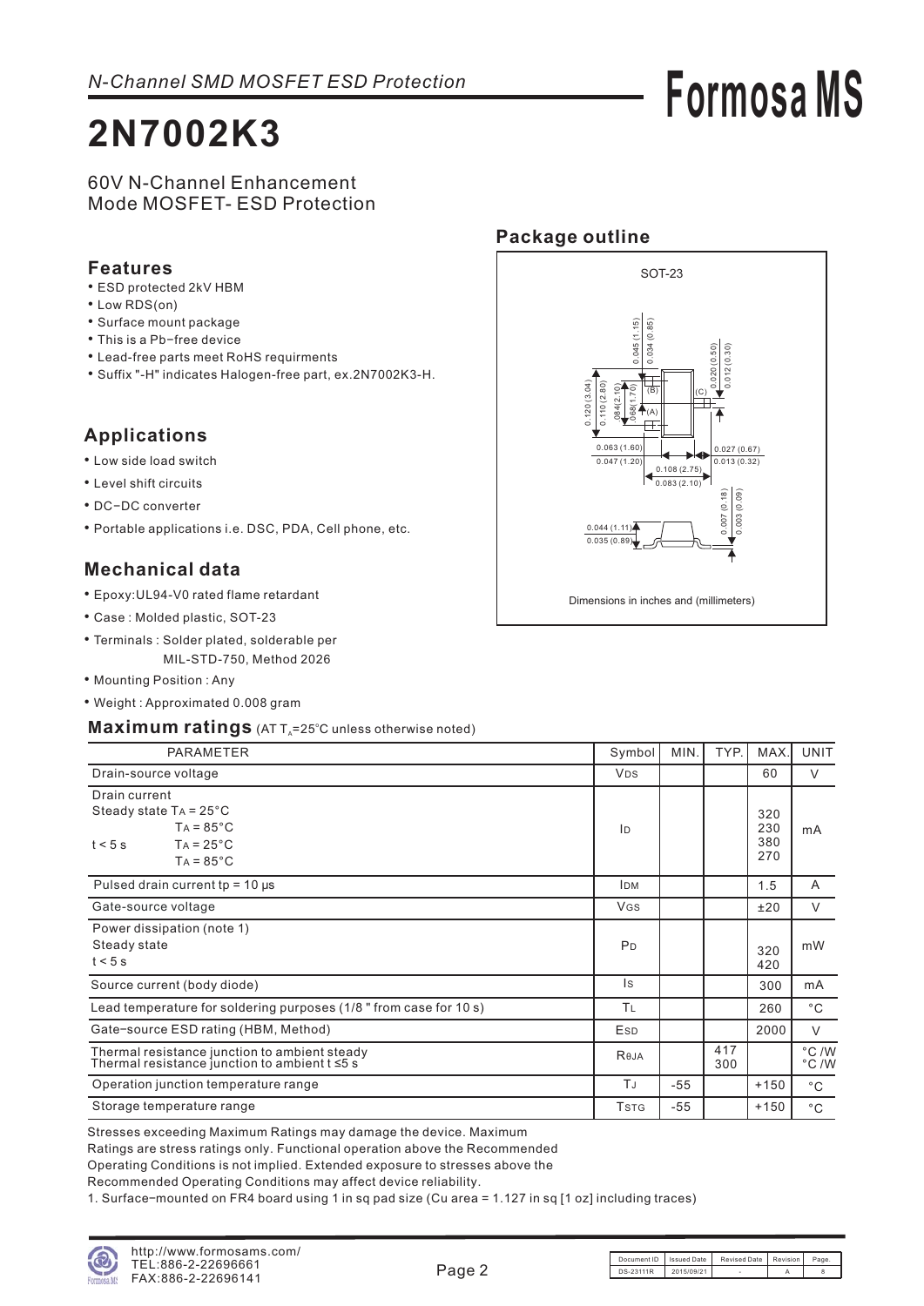# 2N7002K3

60V N-Channel Enhancement Mode MOSFET- ESD Protection

## Features

- ESD protected 2kV HBM
- Low RDS(on)
- Surface mount package
- This is a Pb−free device
- Lead-free parts meet RoHS requirments
- Suffix "-H" indicates Halogen-free part, ex.2N7002K3-H.

## Applications

- Low side load switch
- Level shift circuits
- DC−DC converter
- Portable applications i.e. DSC, PDA, Cell phone, etc.

## Mechanical data

- Epoxy:UL94-V0 rated flame retardant
- Case : Molded plastic, SOT-23
- Terminals : Solder plated, solderable per MIL-STD-750, Method 2026
- Mounting Position : Any
- Weight : Approximated 0.008 gram

## Package outline

SOT-23

Dimensions in inches and (millimeters)

## Maximum ratings (AT $T_A$=25°C unless otherwise noted)

| PARAMETER | Symbol | MIN. | TYP. | MAX. | UNIT |
|---|---|---|---|---|---|
| Drain-source voltage | $V_{DS}$ | | | 60 | V |
| Drain current<br>Steady state $T_A$ = 25°C<br>$T_A$ = 85°C<br>t < 5 s $T_A$ = 25°C<br>$T_A$ = 85°C | $I_D$ | | | 320<br>230<br>380<br>270 | mA |
| Pulsed drain current tp = 10 μs | $I_{DM}$ | | | 1.5 | A |
| Gate-source voltage | $V_{GS}$ | | | ±20 | V |
| Power dissipation (note 1)<br>Steady state<br>t < 5 s | $P_D$ | | | 320<br>420 | mW |
| Source current (body diode) | $I_S$ | | | 300 | mA |
| Lead temperature for soldering purposes (1/8 " from case for 10 s) | $T_L$ | | | 260 | °C |
| Gate−source ESD rating (HBM, Method) | $E_{SD}$ | | | 2000 | V |
| Thermal resistance junction to ambient steady<br>Thermal resistance junction to ambient t ≤5 s | $R_{θJA}$ | | 417<br>300 | | °C /W<br>°C /W |
| Operation junction temperature range | $T_J$ | -55 | | +150 | °C |
| Storage temperature range | $T_{STG}$ | -55 | | +150 | °C |

Stresses exceeding Maximum Ratings may damage the device. Maximum Ratings are stress ratings only. Functional operation above the Recommended Operating Conditions is not implied. Extended exposure to stresses above the Recommended Operating Conditions may affect device reliability.

1. Surface−mounted on FR4 board using 1 in sq pad size (Cu area = 1.127 in sq [1 oz] including traces)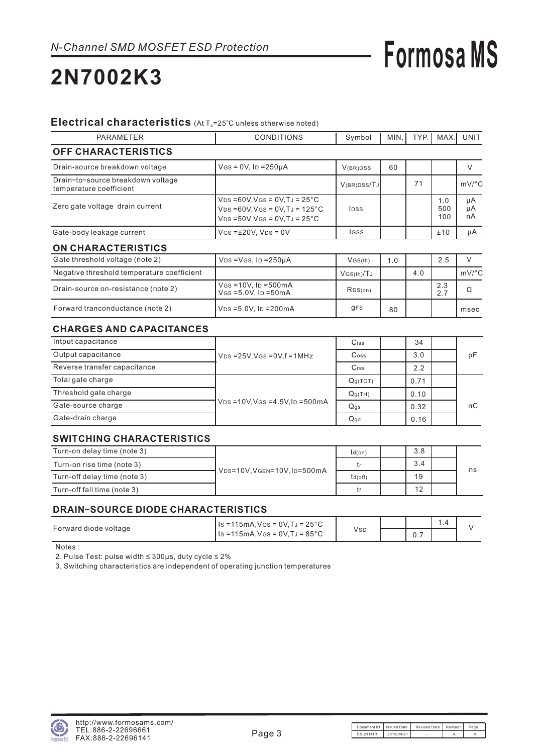*N-Channel SMD MOSFET ESD Protection*

# 2N7002K3

## Electrical characteristics (At $T_A$=25°C unless otherwise noted)

| PARAMETER | CONDITIONS | Symbol | MIN. | TYP. | MAX. | UNIT |
|---|---|---|---|---|---|---|
| **OFF CHARACTERISTICS** | | | | | | |
| Drain-source breakdown voltage | $V_{GS}$ = 0V, $I_D$ =250μA | $V_{(BR)DSS}$ | 60 | | | V |
| Drain−to−source breakdown voltage temperature coefficient | | $V_{(BR)DSS}/T_J$ | | 71 | | mV/°C |
| Zero gate voltage drain current | $V_{DS}$ =60V, $V_{GS}$ = 0V, $T_J$ = 25°C<br>$V_{DS}$ =60V, $V_{GS}$ = 0V, $T_J$ = 125°C<br>$V_{DS}$ =50V, $V_{GS}$ = 0V, $T_J$ = 25°C | $I_{DSS}$ | | | 1.0<br>500<br>100 | μA<br>μA<br>nA |
| Gate-body leakage current | $V_{GS}$ =±20V, $V_{DS}$ = 0V | $I_{GSS}$ | | | ±10 | μA |
| **ON CHARACTERISTICS** | | | | | | |
| Gate threshold voltage (note 2) | $V_{DS}$ = $V_{GS}$, $I_D$ =250μA | $V_{GS(th)}$ | 1.0 | | 2.5 | V |
| Negative threshold temperature coefficient | | $V_{GS(th)}/T_J$ | | 4.0 | | mV/°C |
| Drain-source on-resistance (note 2) | $V_{GS}$ =10V, $I_D$ =500mA<br>$V_{GS}$ =5.0V, $I_D$ =50mA | $R_{DS(on)}$ | | | 2.3<br>2.7 | Ω |
| Forward tranconductance (note 2) | $V_{DS}$ =5.0V, $I_D$ =200mA | $g_{FS}$ | 80 | | | msec |
| **CHARGES AND CAPACITANCES** | | | | | | |
| Intput capacitance | $V_{DS}$ =25V, $V_{GS}$ =0V, f =1MHz | $C_{iss}$ | | 34 | | pF |
| Output capacitance | | $C_{oss}$ | | 3.0 | | |
| Reverse transfer capacitance | | $C_{rss}$ | | 2.2 | | |
| Total gate charge | $V_{DS}$ =10V, $V_{GS}$ =4.5V, $I_D$ =500mA | $Q_{g(TOT)}$ | | 0.71 | | nC |
| Threshold gate charge | | $Q_{g(TH)}$ | | 0.10 | | |
| Gate-source charge | | $Q_{gs}$ | | 0.32 | | |
| Gate-drain charge | | $Q_{gd}$ | | 0.16 | | |
| **SWITCHING CHARACTERISTICS** | | | | | | |
| Turn-on delay time (note 3) | $V_{DS}$=10V, $V_{GEN}$=10V, $I_D$=500mA | $t_{d(on)}$ | | 3.8 | | ns |
| Turn-on rise time (note 3) | | $t_r$ | | 3.4 | | |
| Turn-off delay time (note 3) | | $t_{d(off)}$ | | 19 | | |
| Turn-off fall time (note 3) | | $t_f$ | | 12 | | |
| **DRAIN−SOURCE DIODE CHARACTERISTICS** | | | | | | |
| Forward diode voltage | $I_S$ =115mA, $V_{GS}$ = 0V, $T_J$ = 25°C<br>$I_S$ =115mA, $V_{GS}$ = 0V, $T_J$ = 85°C | $V_{SD}$ | | <br>0.7 | 1.4<br> | V |

Notes :

2. Pulse Test: pulse width ≤ 300μs, duty cycle ≤ 2%
3. Switching characteristics are independent of operating junction temperatures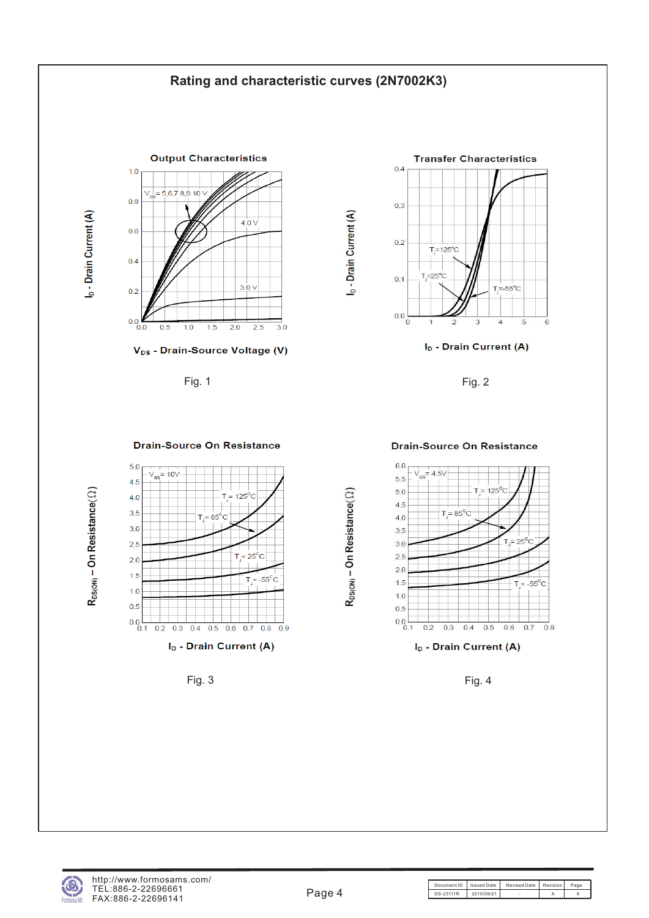## Rating and characteristic curves (2N7002K3)

**Output Characteristics**

$V_{GS}$ = 5,6,7,8,9,10 V

4.0 V

3.0 V

$I_D$ - Drain Current (A)

$V_{DS}$ - Drain-Source Voltage (V)

Fig. 1

**Transfer Characteristics**

$T_j$=125°C

$T_j$=25°C

$T_j$=-55°C

$I_D$ - Drain Current (A)

$I_D$ - Drain Current (A)

Fig. 2

**Drain-Source On Resistance**

$V_{GS}$ = 10V

$T_j$ = 125°C

$T_j$ = 85°C

$T_j$ = 25°C

$T_j$ = -55°C

$R_{DS(ON)}$ – On Resistance(Ω)

$I_D$ - Drain Current (A)

Fig. 3

**Drain-Source On Resistance**

$V_{GS}$ = 4.5V

$T_j$ = 125°C

$T_j$ = 85°C

$T_j$ = 25°C

$T_j$ = -55°C

$R_{DS(ON)}$ – On Resistance(Ω)

$I_D$ - Drain Current (A)

Fig. 4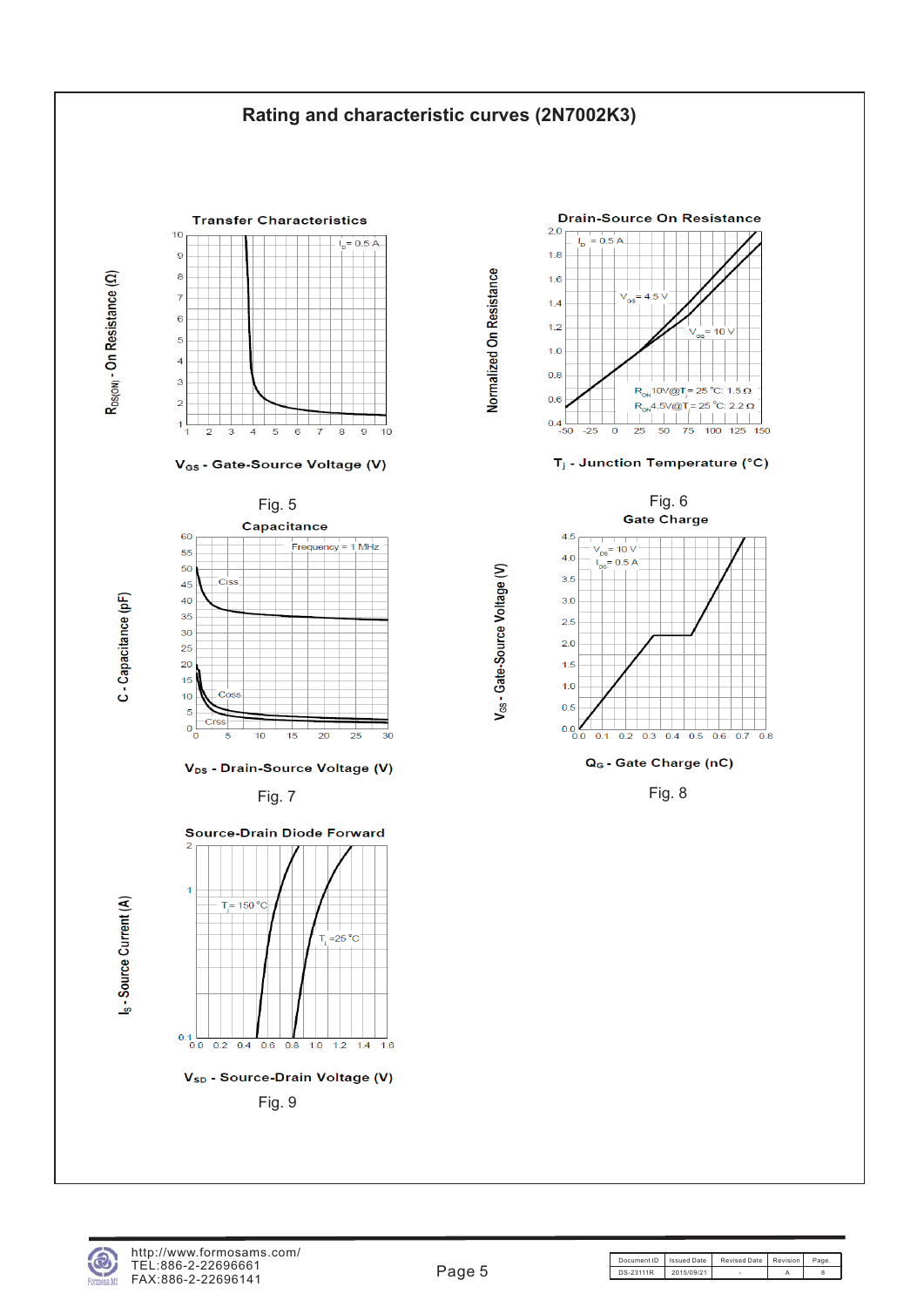## Rating and characteristic curves (2N7002K3)

**Transfer Characteristics**

$I_D$ = 0.5 A

$R_{DS(ON)}$ - On Resistance (Ω)

$V_{GS}$ - Gate-Source Voltage (V)

Fig. 5

**Drain-Source On Resistance**

$I_D$ = 0.5 A

$V_{GS}$ = 4.5 V

$V_{GS}$ = 10 V

$R_{ON}$ 10V@$T_j$ = 25 °C: 1.5 Ω

$R_{ON}$ 4.5V@$T_j$ = 25 °C: 2.2 Ω

Normalized On Resistance

$T_j$ - Junction Temperature (°C)

Fig. 6

**Capacitance**

Frequency = 1 MHz

Ciss

Coss

Crss

C - Capacitance (pF)

$V_{DS}$ - Drain-Source Voltage (V)

Fig. 7

**Gate Charge**

$V_{DS}$ = 10 V

$I_{DS}$ = 0.5 A

$V_{GS}$ - Gate-Source Voltage (V)

$Q_G$ - Gate Charge (nC)

Fig. 8

**Source-Drain Diode Forward**

$T_j$ = 150 °C

$T_j$ = 25 °C

$I_S$ - Source Current (A)

$V_{SD}$ - Source-Drain Voltage (V)

Fig. 9

http://www.formosams.com/
TEL:886-2-22696661
FAX:886-2-22696141

| Document ID | Issued Date | Revised Date | Revision | Page. |
|---|---|---|---|---|
| DS-23111R | 2015/09/21 | - | A | 8 |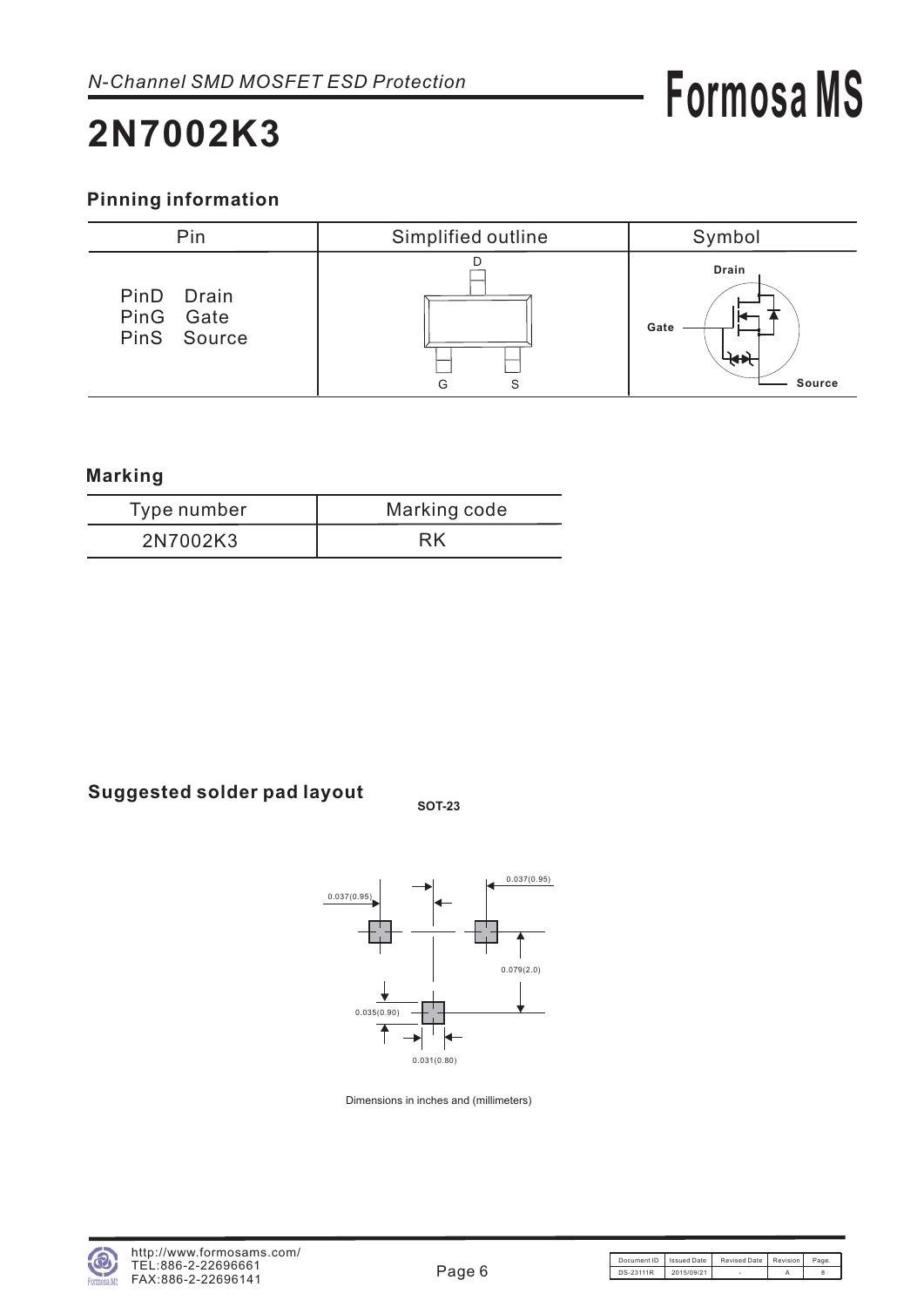*N-Channel SMD MOSFET ESD Protection*

# 2N7002K3

## Pinning information

| Pin | Simplified outline | Symbol |
|---|---|---|
| PinD Drain<br>PinG Gate<br>PinS Source | D<br>G S | Drain<br>Gate<br>Source |

## Marking

| Type number | Marking code |
|---|---|
| 2N7002K3 | RK |

## Suggested solder pad layout

**SOT-23**

0.037(0.95)

0.037(0.95)

0.079(2.0)

0.035(0.90)

0.031(0.80)

Dimensions in inches and (millimeters)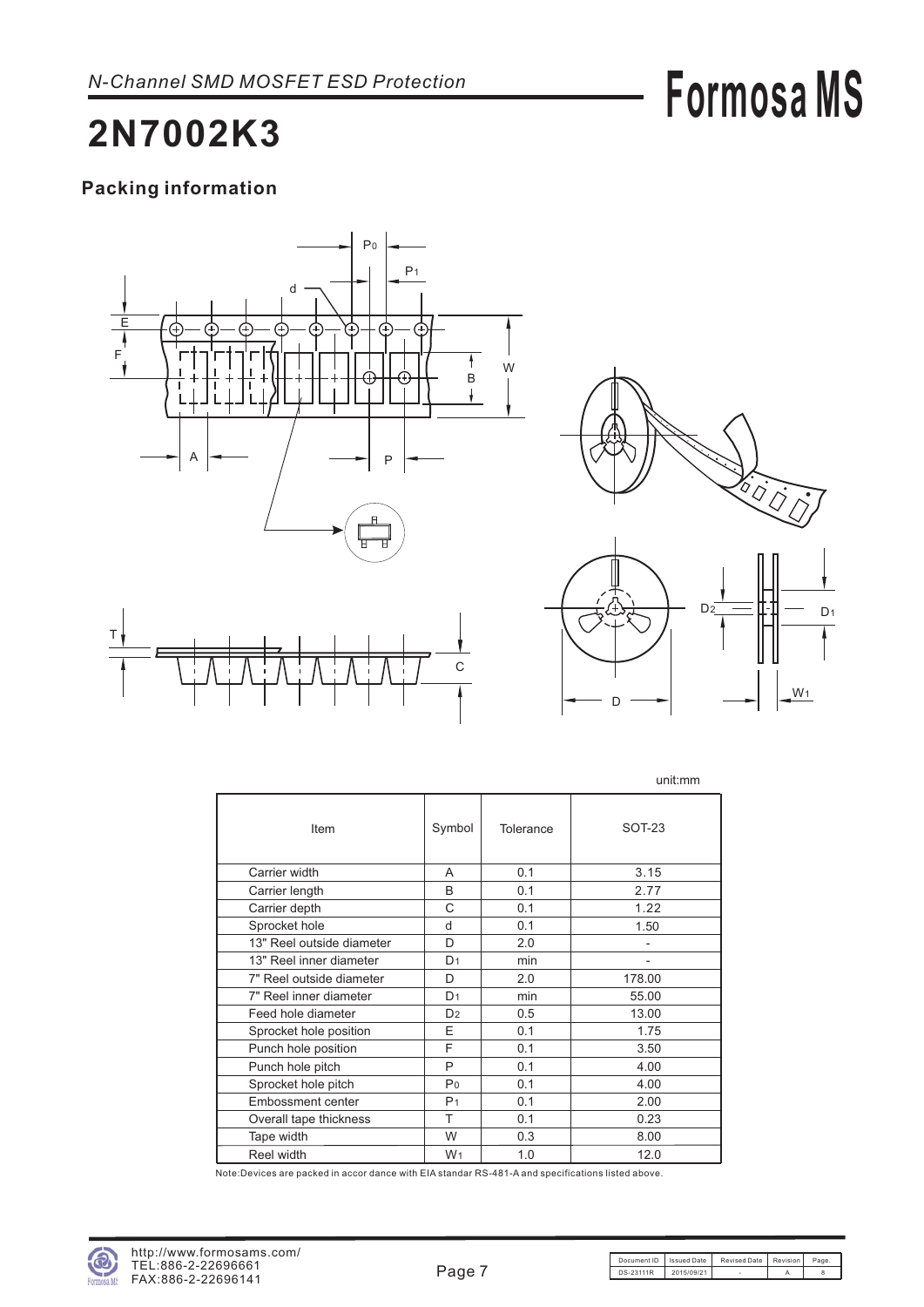## 2N7002K3

### Packing information

unit:mm

| Item | Symbol | Tolerance | SOT-23 |
|---|---|---|---|
| Carrier width | A | 0.1 | 3.15 |
| Carrier length | B | 0.1 | 2.77 |
| Carrier depth | C | 0.1 | 1.22 |
| Sprocket hole | d | 0.1 | 1.50 |
| 13" Reel outside diameter | D | 2.0 | - |
| 13" Reel inner diameter | $D_1$ | min | - |
| 7" Reel outside diameter | D | 2.0 | 178.00 |
| 7" Reel inner diameter | $D_1$ | min | 55.00 |
| Feed hole diameter | $D_2$ | 0.5 | 13.00 |
| Sprocket hole position | E | 0.1 | 1.75 |
| Punch hole position | F | 0.1 | 3.50 |
| Punch hole pitch | P | 0.1 | 4.00 |
| Sprocket hole pitch | $P_0$ | 0.1 | 4.00 |
| Embossment center | $P_1$ | 0.1 | 2.00 |
| Overall tape thickness | T | 0.1 | 0.23 |
| Tape width | W | 0.3 | 8.00 |
| Reel width | $W_1$ | 1.0 | 12.0 |

Note:Devices are packed in accor dance with EIA standar RS-481-A and specifications listed above.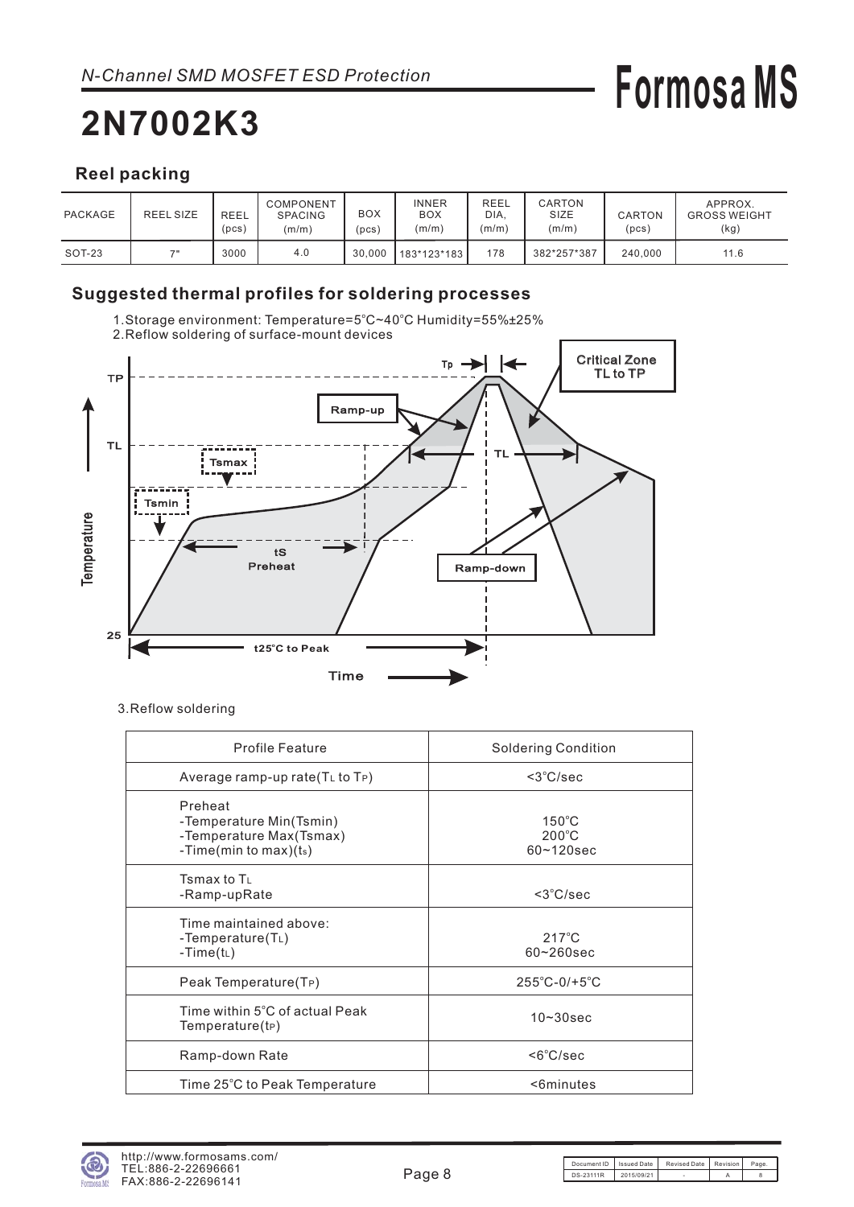## Reel packing

| PACKAGE | REEL SIZE | REEL (pcs) | COMPONENT SPACING (m/m) | BOX (pcs) | INNER BOX (m/m) | REEL DIA. (m/m) | CARTON SIZE (m/m) | CARTON (pcs) | APPROX. GROSS WEIGHT (kg) |
|---|---|---|---|---|---|---|---|---|---|
| SOT-23 | 7" | 3000 | 4.0 | 30,000 | 183*123*183 | 178 | 382*257*387 | 240,000 | 11.6 |

## Suggested thermal profiles for soldering processes

1. Storage environment: Temperature=5°C~40°C Humidity=55%±25%
2. Reflow soldering of surface-mount devices

Tp
Critical Zone TL to TP
TP
Ramp-up
TL
TL
Tsmax
Tsmin
Temperature
tS
Preheat
Ramp-down
25
t25°C to Peak
Time

3. Reflow soldering

| Profile Feature | Soldering Condition |
|---|---|
| Average ramp-up rate($T_L$ to $T_P$) | <3°C/sec |
| Preheat<br>-Temperature Min(Tsmin)<br>-Temperature Max(Tsmax)<br>-Time(min to max)($t_s$) | 150°C<br>200°C<br>60~120sec |
| Tsmax to $T_L$<br>-Ramp-upRate | <3°C/sec |
| Time maintained above:<br>-Temperature($T_L$)<br>-Time($t_L$) | 217°C<br>60~260sec |
| Peak Temperature($T_P$) | 255°C-0/+5°C |
| Time within 5°C of actual Peak Temperature($t_P$) | 10~30sec |
| Ramp-down Rate | <6°C/sec |
| Time 25°C to Peak Temperature | <6minutes |